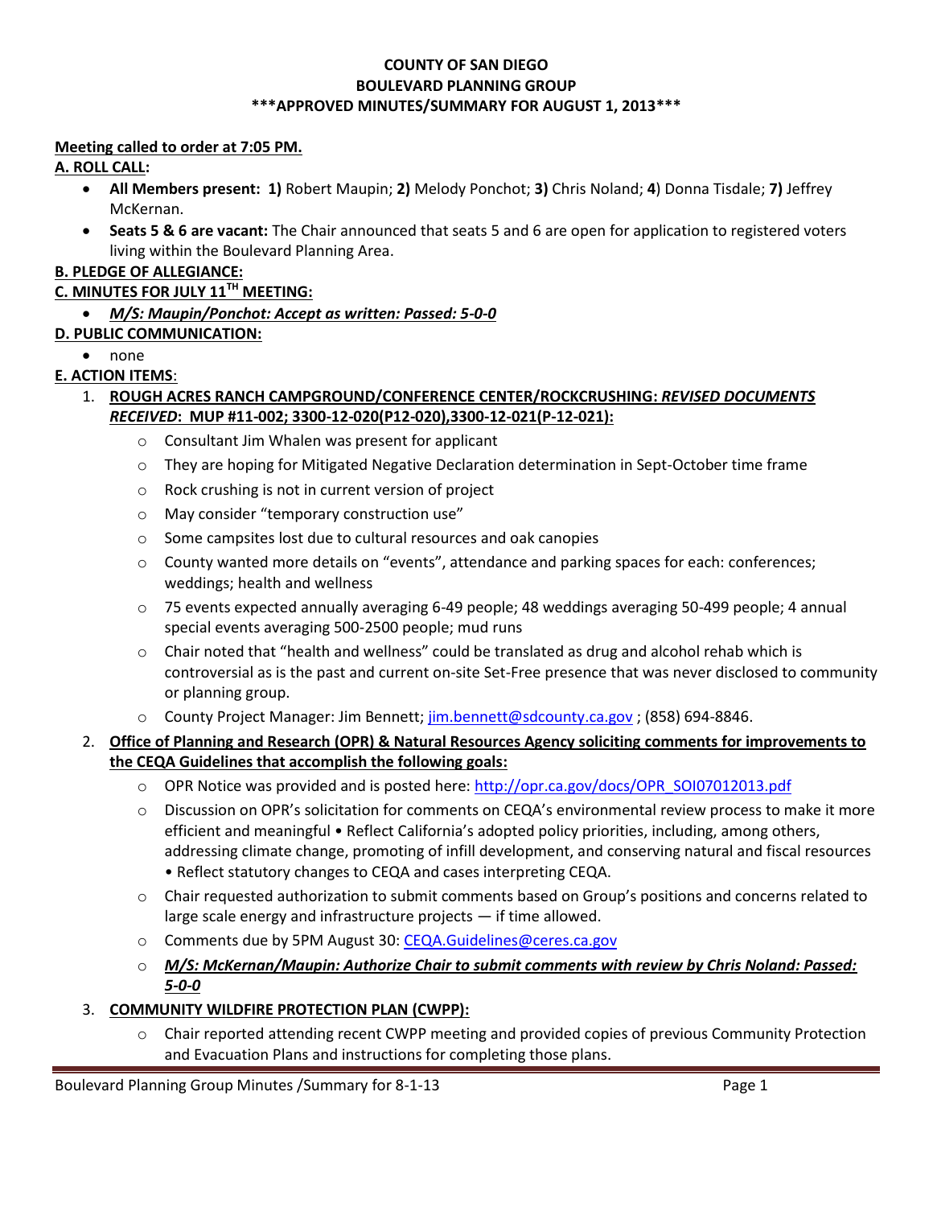**COUNTY OF SAN DIEGO**
**BOULEVARD PLANNING GROUP**
**\*\*\*APPROVED MINUTES/SUMMARY FOR AUGUST 1, 2013\*\*\***

**Meeting called to order at 7:05 PM.**

**A. ROLL CALL:**

- **All Members present: 1)** Robert Maupin; **2)** Melody Ponchot; **3)** Chris Noland; **4**) Donna Tisdale; **7)** Jeffrey McKernan.
- **Seats 5 & 6 are vacant:** The Chair announced that seats 5 and 6 are open for application to registered voters living within the Boulevard Planning Area.

**B. PLEDGE OF ALLEGIANCE:**

**C. MINUTES FOR JULY 11TH MEETING:**

- ***M/S: Maupin/Ponchot: Accept as written: Passed: 5-0-0***

**D. PUBLIC COMMUNICATION:**

- none

**E. ACTION ITEMS**:

1. **ROUGH ACRES RANCH CAMPGROUND/CONFERENCE CENTER/ROCKCRUSHING: *REVISED DOCUMENTS RECEIVED*: MUP #11-002; 3300-12-020(P12-020),3300-12-021(P-12-021):**
   - Consultant Jim Whalen was present for applicant
   - They are hoping for Mitigated Negative Declaration determination in Sept-October time frame
   - Rock crushing is not in current version of project
   - May consider "temporary construction use"
   - Some campsites lost due to cultural resources and oak canopies
   - County wanted more details on "events", attendance and parking spaces for each: conferences; weddings; health and wellness
   - 75 events expected annually averaging 6-49 people; 48 weddings averaging 50-499 people; 4 annual special events averaging 500-2500 people; mud runs
   - Chair noted that "health and wellness" could be translated as drug and alcohol rehab which is controversial as is the past and current on-site Set-Free presence that was never disclosed to community or planning group.
   - County Project Manager: Jim Bennett; jim.bennett@sdcounty.ca.gov ; (858) 694-8846.
2. **Office of Planning and Research (OPR) & Natural Resources Agency soliciting comments for improvements to the CEQA Guidelines that accomplish the following goals:**
   - OPR Notice was provided and is posted here: http://opr.ca.gov/docs/OPR_SOI07012013.pdf
   - Discussion on OPR's solicitation for comments on CEQA's environmental review process to make it more efficient and meaningful • Reflect California's adopted policy priorities, including, among others, addressing climate change, promoting of infill development, and conserving natural and fiscal resources • Reflect statutory changes to CEQA and cases interpreting CEQA.
   - Chair requested authorization to submit comments based on Group's positions and concerns related to large scale energy and infrastructure projects — if time allowed.
   - Comments due by 5PM August 30: CEQA.Guidelines@ceres.ca.gov
   - ***M/S: McKernan/Maupin: Authorize Chair to submit comments with review by Chris Noland: Passed: 5-0-0***
3. **COMMUNITY WILDFIRE PROTECTION PLAN (CWPP):**
   - Chair reported attending recent CWPP meeting and provided copies of previous Community Protection and Evacuation Plans and instructions for completing those plans.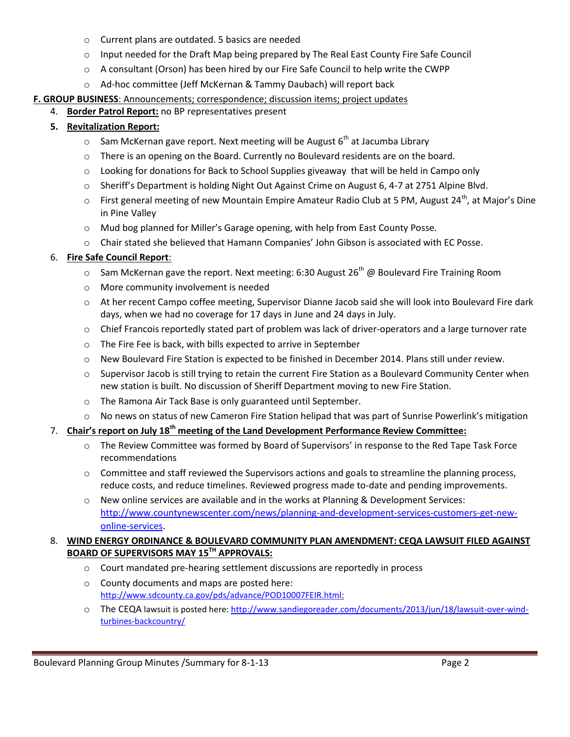- Current plans are outdated. 5 basics are needed
- Input needed for the Draft Map being prepared by The Real East County Fire Safe Council
- A consultant (Orson) has been hired by our Fire Safe Council to help write the CWPP
- Ad-hoc committee (Jeff McKernan & Tammy Daubach) will report back

**F. GROUP BUSINESS**: Announcements; correspondence; discussion items; project updates

4. **Border Patrol Report:** no BP representatives present
5. **Revitalization Report:**
   - Sam McKernan gave report. Next meeting will be August 6th at Jacumba Library
   - There is an opening on the Board. Currently no Boulevard residents are on the board.
   - Looking for donations for Back to School Supplies giveaway that will be held in Campo only
   - Sheriff's Department is holding Night Out Against Crime on August 6, 4-7 at 2751 Alpine Blvd.
   - First general meeting of new Mountain Empire Amateur Radio Club at 5 PM, August 24th, at Major's Dine in Pine Valley
   - Mud bog planned for Miller's Garage opening, with help from East County Posse.
   - Chair stated she believed that Hamann Companies' John Gibson is associated with EC Posse.
6. **Fire Safe Council Report**:
   - Sam McKernan gave the report. Next meeting: 6:30 August 26th @ Boulevard Fire Training Room
   - More community involvement is needed
   - At her recent Campo coffee meeting, Supervisor Dianne Jacob said she will look into Boulevard Fire dark days, when we had no coverage for 17 days in June and 24 days in July.
   - Chief Francois reportedly stated part of problem was lack of driver-operators and a large turnover rate
   - The Fire Fee is back, with bills expected to arrive in September
   - New Boulevard Fire Station is expected to be finished in December 2014. Plans still under review.
   - Supervisor Jacob is still trying to retain the current Fire Station as a Boulevard Community Center when new station is built. No discussion of Sheriff Department moving to new Fire Station.
   - The Ramona Air Tack Base is only guaranteed until September.
   - No news on status of new Cameron Fire Station helipad that was part of Sunrise Powerlink's mitigation
7. **Chair's report on July 18th meeting of the Land Development Performance Review Committee:**
   - The Review Committee was formed by Board of Supervisors' in response to the Red Tape Task Force recommendations
   - Committee and staff reviewed the Supervisors actions and goals to streamline the planning process, reduce costs, and reduce timelines. Reviewed progress made to-date and pending improvements.
   - New online services are available and in the works at Planning & Development Services: http://www.countynewscenter.com/news/planning-and-development-services-customers-get-new-online-services.
8. **WIND ENERGY ORDINANCE & BOULEVARD COMMUNITY PLAN AMENDMENT: CEQA LAWSUIT FILED AGAINST BOARD OF SUPERVISORS MAY 15TH APPROVALS:**
   - Court mandated pre-hearing settlement discussions are reportedly in process
   - County documents and maps are posted here: http://www.sdcounty.ca.gov/pds/advance/POD10007FEIR.html:
   - The CEQA lawsuit is posted here: http://www.sandiegoreader.com/documents/2013/jun/18/lawsuit-over-wind-turbines-backcountry/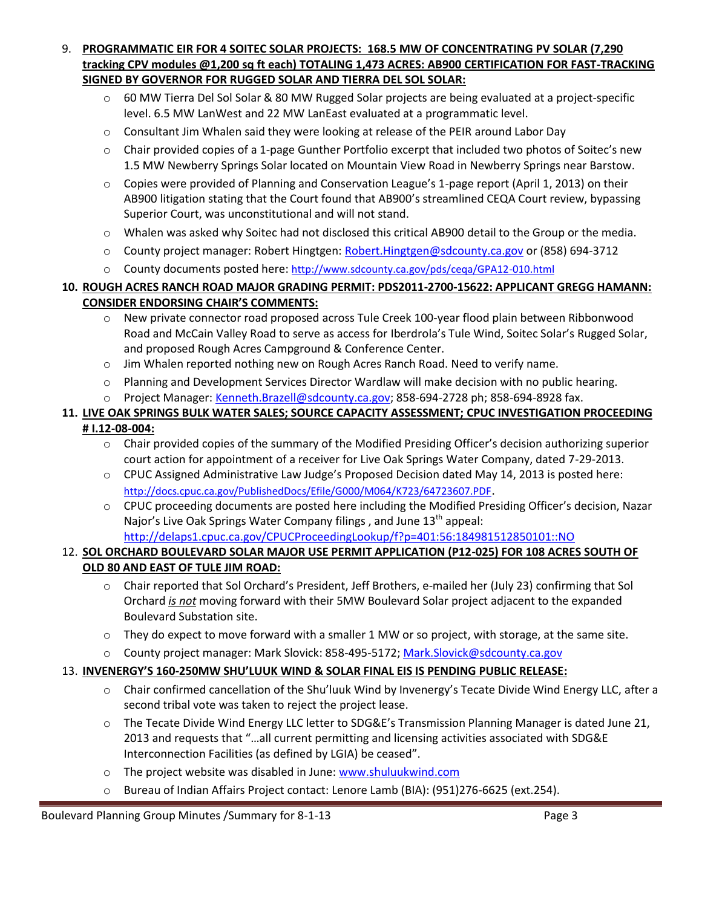9. **PROGRAMMATIC EIR FOR 4 SOITEC SOLAR PROJECTS: 168.5 MW OF CONCENTRATING PV SOLAR (7,290 tracking CPV modules @1,200 sq ft each) TOTALING 1,473 ACRES: AB900 CERTIFICATION FOR FAST-TRACKING SIGNED BY GOVERNOR FOR RUGGED SOLAR AND TIERRA DEL SOL SOLAR:**
   - 60 MW Tierra Del Sol Solar & 80 MW Rugged Solar projects are being evaluated at a project-specific level. 6.5 MW LanWest and 22 MW LanEast evaluated at a programmatic level.
   - Consultant Jim Whalen said they were looking at release of the PEIR around Labor Day
   - Chair provided copies of a 1-page Gunther Portfolio excerpt that included two photos of Soitec's new 1.5 MW Newberry Springs Solar located on Mountain View Road in Newberry Springs near Barstow.
   - Copies were provided of Planning and Conservation League's 1-page report (April 1, 2013) on their AB900 litigation stating that the Court found that AB900's streamlined CEQA Court review, bypassing Superior Court, was unconstitutional and will not stand.
   - Whalen was asked why Soitec had not disclosed this critical AB900 detail to the Group or the media.
   - County project manager: Robert Hingtgen: Robert.Hingtgen@sdcounty.ca.gov or (858) 694-3712
   - County documents posted here: http://www.sdcounty.ca.gov/pds/ceqa/GPA12-010.html

10. **ROUGH ACRES RANCH ROAD MAJOR GRADING PERMIT: PDS2011-2700-15622: APPLICANT GREGG HAMANN: CONSIDER ENDORSING CHAIR'S COMMENTS:**
    - New private connector road proposed across Tule Creek 100-year flood plain between Ribbonwood Road and McCain Valley Road to serve as access for Iberdrola's Tule Wind, Soitec Solar's Rugged Solar, and proposed Rough Acres Campground & Conference Center.
    - Jim Whalen reported nothing new on Rough Acres Ranch Road. Need to verify name.
    - Planning and Development Services Director Wardlaw will make decision with no public hearing.
    - Project Manager: Kenneth.Brazell@sdcounty.ca.gov; 858-694-2728 ph; 858-694-8928 fax.

11. **LIVE OAK SPRINGS BULK WATER SALES; SOURCE CAPACITY ASSESSMENT; CPUC INVESTIGATION PROCEEDING # I.12-08-004:**
    - Chair provided copies of the summary of the Modified Presiding Officer's decision authorizing superior court action for appointment of a receiver for Live Oak Springs Water Company, dated 7-29-2013.
    - CPUC Assigned Administrative Law Judge's Proposed Decision dated May 14, 2013 is posted here: http://docs.cpuc.ca.gov/PublishedDocs/Efile/G000/M064/K723/64723607.PDF.
    - CPUC proceeding documents are posted here including the Modified Presiding Officer's decision, Nazar Najor's Live Oak Springs Water Company filings , and June 13th appeal: http://delaps1.cpuc.ca.gov/CPUCProceedingLookup/f?p=401:56:184981512850101::NO

12. **SOL ORCHARD BOULEVARD SOLAR MAJOR USE PERMIT APPLICATION (P12-025) FOR 108 ACRES SOUTH OF OLD 80 AND EAST OF TULE JIM ROAD:**
    - Chair reported that Sol Orchard's President, Jeff Brothers, e-mailed her (July 23) confirming that Sol Orchard ***is not*** moving forward with their 5MW Boulevard Solar project adjacent to the expanded Boulevard Substation site.
    - They do expect to move forward with a smaller 1 MW or so project, with storage, at the same site.
    - County project manager: Mark Slovick: 858-495-5172; Mark.Slovick@sdcounty.ca.gov

13. **INVENERGY'S 160-250MW SHU'LUUK WIND & SOLAR FINAL EIS IS PENDING PUBLIC RELEASE:**
    - Chair confirmed cancellation of the Shu'luuk Wind by Invenergy's Tecate Divide Wind Energy LLC, after a second tribal vote was taken to reject the project lease.
    - The Tecate Divide Wind Energy LLC letter to SDG&E's Transmission Planning Manager is dated June 21, 2013 and requests that "…all current permitting and licensing activities associated with SDG&E Interconnection Facilities (as defined by LGIA) be ceased".
    - The project website was disabled in June: www.shuluukwind.com
    - Bureau of Indian Affairs Project contact: Lenore Lamb (BIA): (951)276-6625 (ext.254).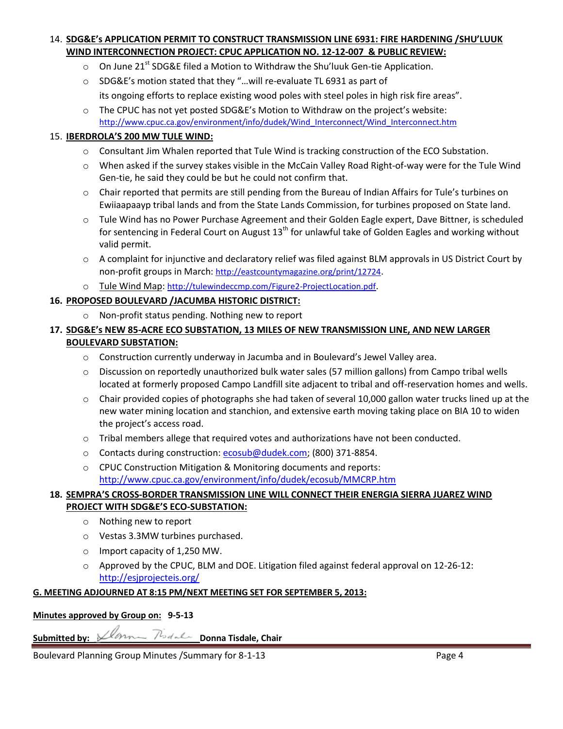14. **SDG&E's APPLICATION PERMIT TO CONSTRUCT TRANSMISSION LINE 6931: FIRE HARDENING /SHU'LUUK WIND INTERCONNECTION PROJECT: CPUC APPLICATION NO. 12-12-007 & PUBLIC REVIEW:**
    - On June 21st SDG&E filed a Motion to Withdraw the Shu'luuk Gen-tie Application.
    - SDG&E's motion stated that they "…will re-evaluate TL 6931 as part of its ongoing efforts to replace existing wood poles with steel poles in high risk fire areas".
    - The CPUC has not yet posted SDG&E's Motion to Withdraw on the project's website: http://www.cpuc.ca.gov/environment/info/dudek/Wind_Interconnect/Wind_Interconnect.htm

15. **IBERDROLA'S 200 MW TULE WIND:**
    - Consultant Jim Whalen reported that Tule Wind is tracking construction of the ECO Substation.
    - When asked if the survey stakes visible in the McCain Valley Road Right-of-way were for the Tule Wind Gen-tie, he said they could be but he could not confirm that.
    - Chair reported that permits are still pending from the Bureau of Indian Affairs for Tule's turbines on Ewiiaapaayp tribal lands and from the State Lands Commission, for turbines proposed on State land.
    - Tule Wind has no Power Purchase Agreement and their Golden Eagle expert, Dave Bittner, is scheduled for sentencing in Federal Court on August 13th for unlawful take of Golden Eagles and working without valid permit.
    - A complaint for injunctive and declaratory relief was filed against BLM approvals in US District Court by non-profit groups in March: http://eastcountymagazine.org/print/12724.
    - Tule Wind Map: http://tulewindeccmp.com/Figure2-ProjectLocation.pdf.

16. **PROPOSED BOULEVARD /JACUMBA HISTORIC DISTRICT:**
    - Non-profit status pending. Nothing new to report

17. **SDG&E's NEW 85-ACRE ECO SUBSTATION, 13 MILES OF NEW TRANSMISSION LINE, AND NEW LARGER BOULEVARD SUBSTATION:**
    - Construction currently underway in Jacumba and in Boulevard's Jewel Valley area.
    - Discussion on reportedly unauthorized bulk water sales (57 million gallons) from Campo tribal wells located at formerly proposed Campo Landfill site adjacent to tribal and off-reservation homes and wells.
    - Chair provided copies of photographs she had taken of several 10,000 gallon water trucks lined up at the new water mining location and stanchion, and extensive earth moving taking place on BIA 10 to widen the project's access road.
    - Tribal members allege that required votes and authorizations have not been conducted.
    - Contacts during construction: ecosub@dudek.com; (800) 371-8854.
    - CPUC Construction Mitigation & Monitoring documents and reports: http://www.cpuc.ca.gov/environment/info/dudek/ecosub/MMCRP.htm

18. **SEMPRA'S CROSS-BORDER TRANSMISSION LINE WILL CONNECT THEIR ENERGIA SIERRA JUAREZ WIND PROJECT WITH SDG&E'S ECO-SUBSTATION:**
    - Nothing new to report
    - Vestas 3.3MW turbines purchased.
    - Import capacity of 1,250 MW.
    - Approved by the CPUC, BLM and DOE. Litigation filed against federal approval on 12-26-12: http://esjprojecteis.org/

**G. MEETING ADJOURNED AT 8:15 PM/NEXT MEETING SET FOR SEPTEMBER 5, 2013:**

**Minutes approved by Group on: 9-5-13**

**Submitted by:** Donna Tisdale **Donna Tisdale, Chair**